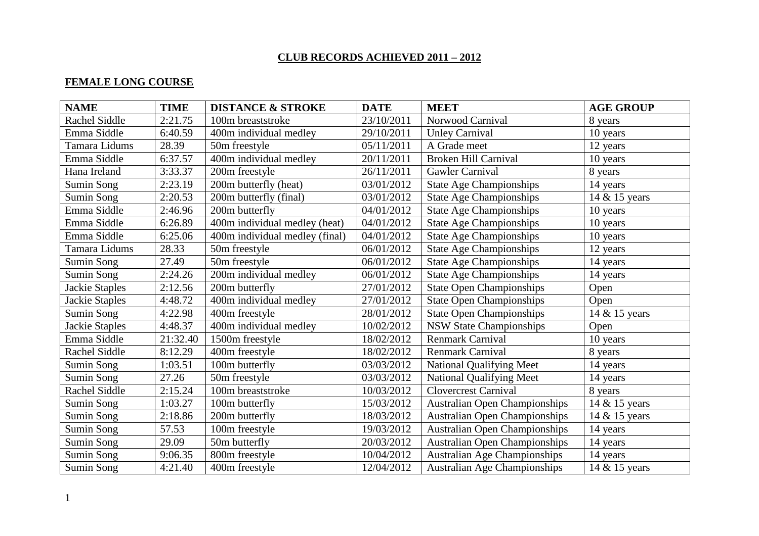# CLUB RECORDS ACHIEVED 2011 – 2012

## FEMALE LONG COURSE

| NAME | TIME | DISTANCE & STROKE | DATE | MEET | AGE GROUP |
|---|---|---|---|---|---|
| Rachel Siddle | 2:21.75 | 100m breaststroke | 23/10/2011 | Norwood Carnival | 8 years |
| Emma Siddle | 6:40.59 | 400m individual medley | 29/10/2011 | Unley Carnival | 10 years |
| Tamara Lidums | 28.39 | 50m freestyle | 05/11/2011 | A Grade meet | 12 years |
| Emma Siddle | 6:37.57 | 400m individual medley | 20/11/2011 | Broken Hill Carnival | 10 years |
| Hana Ireland | 3:33.37 | 200m freestyle | 26/11/2011 | Gawler Carnival | 8 years |
| Sumin Song | 2:23.19 | 200m butterfly (heat) | 03/01/2012 | State Age Championships | 14 years |
| Sumin Song | 2:20.53 | 200m butterfly (final) | 03/01/2012 | State Age Championships | 14 & 15 years |
| Emma Siddle | 2:46.96 | 200m butterfly | 04/01/2012 | State Age Championships | 10 years |
| Emma Siddle | 6:26.89 | 400m individual medley (heat) | 04/01/2012 | State Age Championships | 10 years |
| Emma Siddle | 6:25.06 | 400m individual medley (final) | 04/01/2012 | State Age Championships | 10 years |
| Tamara Lidums | 28.33 | 50m freestyle | 06/01/2012 | State Age Championships | 12 years |
| Sumin Song | 27.49 | 50m freestyle | 06/01/2012 | State Age Championships | 14 years |
| Sumin Song | 2:24.26 | 200m individual medley | 06/01/2012 | State Age Championships | 14 years |
| Jackie Staples | 2:12.56 | 200m butterfly | 27/01/2012 | State Open Championships | Open |
| Jackie Staples | 4:48.72 | 400m individual medley | 27/01/2012 | State Open Championships | Open |
| Sumin Song | 4:22.98 | 400m freestyle | 28/01/2012 | State Open Championships | 14 & 15 years |
| Jackie Staples | 4:48.37 | 400m individual medley | 10/02/2012 | NSW State Championships | Open |
| Emma Siddle | 21:32.40 | 1500m freestyle | 18/02/2012 | Renmark Carnival | 10 years |
| Rachel Siddle | 8:12.29 | 400m freestyle | 18/02/2012 | Renmark Carnival | 8 years |
| Sumin Song | 1:03.51 | 100m butterfly | 03/03/2012 | National Qualifying Meet | 14 years |
| Sumin Song | 27.26 | 50m freestyle | 03/03/2012 | National Qualifying Meet | 14 years |
| Rachel Siddle | 2:15.24 | 100m breaststroke | 10/03/2012 | Clovercrest Carnival | 8 years |
| Sumin Song | 1:03.27 | 100m butterfly | 15/03/2012 | Australian Open Championships | 14 & 15 years |
| Sumin Song | 2:18.86 | 200m butterfly | 18/03/2012 | Australian Open Championships | 14 & 15 years |
| Sumin Song | 57.53 | 100m freestyle | 19/03/2012 | Australian Open Championships | 14 years |
| Sumin Song | 29.09 | 50m butterfly | 20/03/2012 | Australian Open Championships | 14 years |
| Sumin Song | 9:06.35 | 800m freestyle | 10/04/2012 | Australian Age Championships | 14 years |
| Sumin Song | 4:21.40 | 400m freestyle | 12/04/2012 | Australian Age Championships | 14 & 15 years |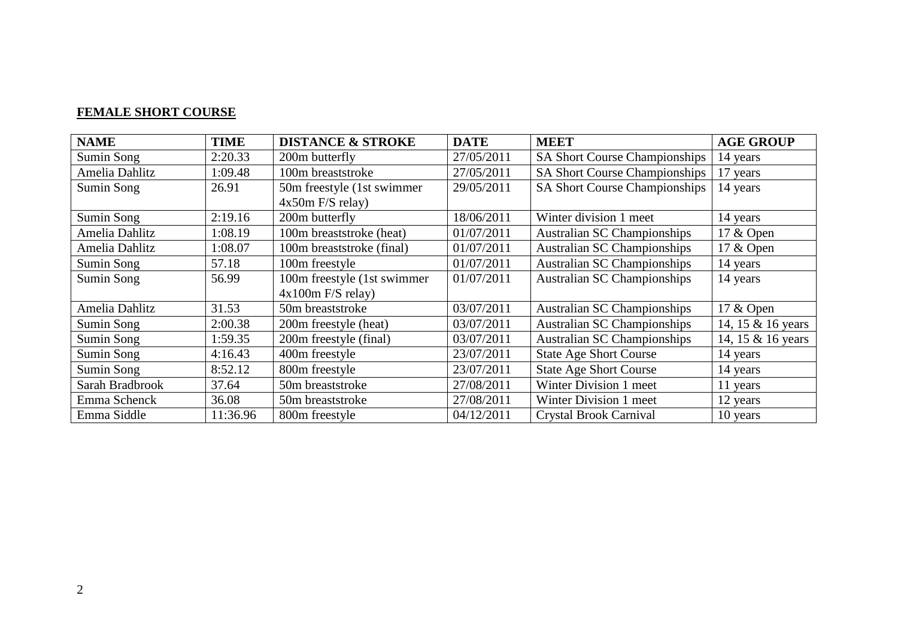**FEMALE SHORT COURSE**

| NAME | TIME | DISTANCE & STROKE | DATE | MEET | AGE GROUP |
|---|---|---|---|---|---|
| Sumin Song | 2:20.33 | 200m butterfly | 27/05/2011 | SA Short Course Championships | 14 years |
| Amelia Dahlitz | 1:09.48 | 100m breaststroke | 27/05/2011 | SA Short Course Championships | 17 years |
| Sumin Song | 26.91 | 50m freestyle (1st swimmer 4x50m F/S relay) | 29/05/2011 | SA Short Course Championships | 14 years |
| Sumin Song | 2:19.16 | 200m butterfly | 18/06/2011 | Winter division 1 meet | 14 years |
| Amelia Dahlitz | 1:08.19 | 100m breaststroke (heat) | 01/07/2011 | Australian SC Championships | 17 & Open |
| Amelia Dahlitz | 1:08.07 | 100m breaststroke (final) | 01/07/2011 | Australian SC Championships | 17 & Open |
| Sumin Song | 57.18 | 100m freestyle | 01/07/2011 | Australian SC Championships | 14 years |
| Sumin Song | 56.99 | 100m freestyle (1st swimmer 4x100m F/S relay) | 01/07/2011 | Australian SC Championships | 14 years |
| Amelia Dahlitz | 31.53 | 50m breaststroke | 03/07/2011 | Australian SC Championships | 17 & Open |
| Sumin Song | 2:00.38 | 200m freestyle (heat) | 03/07/2011 | Australian SC Championships | 14, 15 & 16 years |
| Sumin Song | 1:59.35 | 200m freestyle (final) | 03/07/2011 | Australian SC Championships | 14, 15 & 16 years |
| Sumin Song | 4:16.43 | 400m freestyle | 23/07/2011 | State Age Short Course | 14 years |
| Sumin Song | 8:52.12 | 800m freestyle | 23/07/2011 | State Age Short Course | 14 years |
| Sarah Bradbrook | 37.64 | 50m breaststroke | 27/08/2011 | Winter Division 1 meet | 11 years |
| Emma Schenck | 36.08 | 50m breaststroke | 27/08/2011 | Winter Division 1 meet | 12 years |
| Emma Siddle | 11:36.96 | 800m freestyle | 04/12/2011 | Crystal Brook Carnival | 10 years |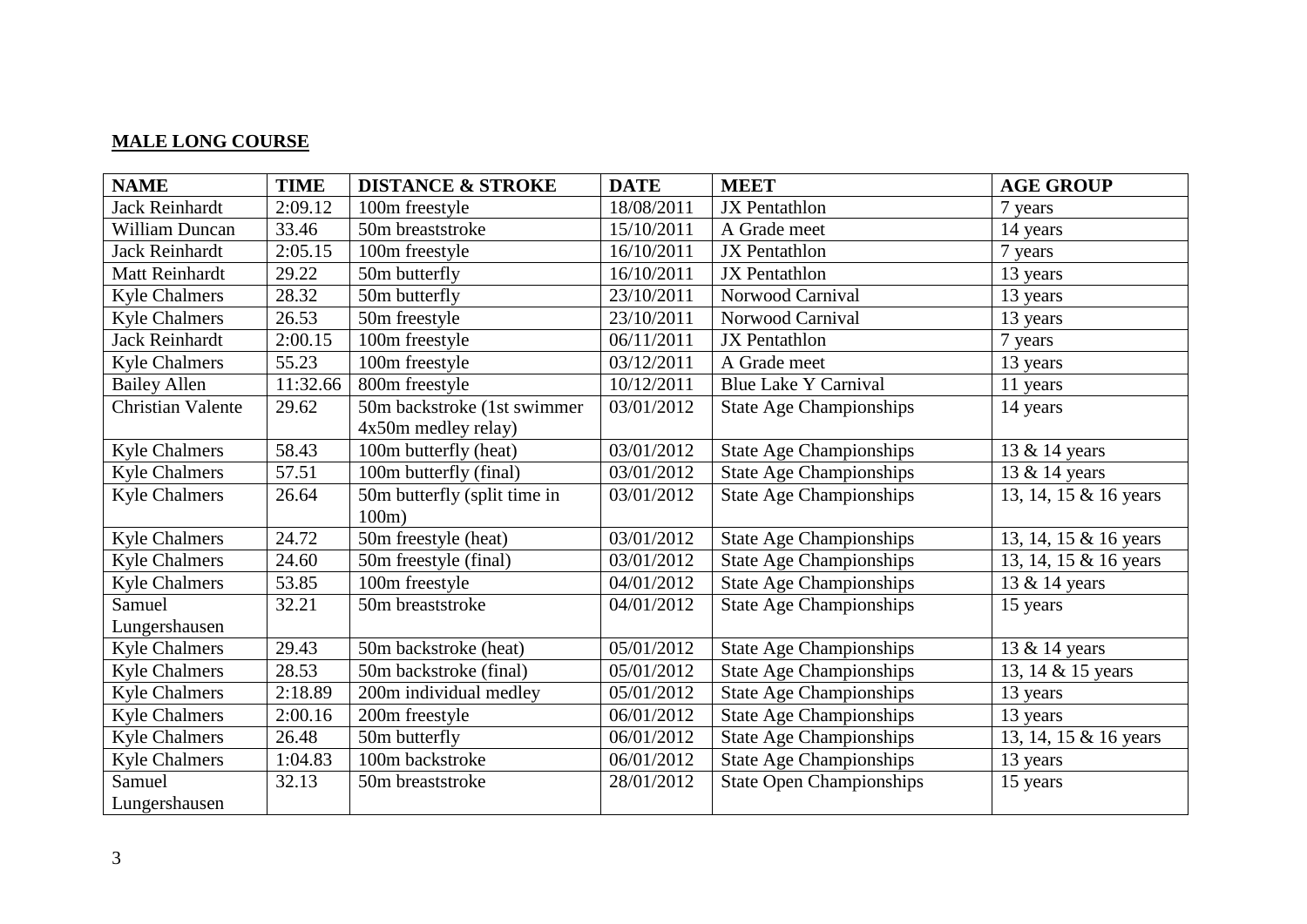## MALE LONG COURSE

| NAME | TIME | DISTANCE & STROKE | DATE | MEET | AGE GROUP |
|---|---|---|---|---|---|
| Jack Reinhardt | 2:09.12 | 100m freestyle | 18/08/2011 | JX Pentathlon | 7 years |
| William Duncan | 33.46 | 50m breaststroke | 15/10/2011 | A Grade meet | 14 years |
| Jack Reinhardt | 2:05.15 | 100m freestyle | 16/10/2011 | JX Pentathlon | 7 years |
| Matt Reinhardt | 29.22 | 50m butterfly | 16/10/2011 | JX Pentathlon | 13 years |
| Kyle Chalmers | 28.32 | 50m butterfly | 23/10/2011 | Norwood Carnival | 13 years |
| Kyle Chalmers | 26.53 | 50m freestyle | 23/10/2011 | Norwood Carnival | 13 years |
| Jack Reinhardt | 2:00.15 | 100m freestyle | 06/11/2011 | JX Pentathlon | 7 years |
| Kyle Chalmers | 55.23 | 100m freestyle | 03/12/2011 | A Grade meet | 13 years |
| Bailey Allen | 11:32.66 | 800m freestyle | 10/12/2011 | Blue Lake Y Carnival | 11 years |
| Christian Valente | 29.62 | 50m backstroke (1st swimmer 4x50m medley relay) | 03/01/2012 | State Age Championships | 14 years |
| Kyle Chalmers | 58.43 | 100m butterfly (heat) | 03/01/2012 | State Age Championships | 13 & 14 years |
| Kyle Chalmers | 57.51 | 100m butterfly (final) | 03/01/2012 | State Age Championships | 13 & 14 years |
| Kyle Chalmers | 26.64 | 50m butterfly (split time in 100m) | 03/01/2012 | State Age Championships | 13, 14, 15 & 16 years |
| Kyle Chalmers | 24.72 | 50m freestyle (heat) | 03/01/2012 | State Age Championships | 13, 14, 15 & 16 years |
| Kyle Chalmers | 24.60 | 50m freestyle (final) | 03/01/2012 | State Age Championships | 13, 14, 15 & 16 years |
| Kyle Chalmers | 53.85 | 100m freestyle | 04/01/2012 | State Age Championships | 13 & 14 years |
| Samuel Lungershausen | 32.21 | 50m breaststroke | 04/01/2012 | State Age Championships | 15 years |
| Kyle Chalmers | 29.43 | 50m backstroke (heat) | 05/01/2012 | State Age Championships | 13 & 14 years |
| Kyle Chalmers | 28.53 | 50m backstroke (final) | 05/01/2012 | State Age Championships | 13, 14 & 15 years |
| Kyle Chalmers | 2:18.89 | 200m individual medley | 05/01/2012 | State Age Championships | 13 years |
| Kyle Chalmers | 2:00.16 | 200m freestyle | 06/01/2012 | State Age Championships | 13 years |
| Kyle Chalmers | 26.48 | 50m butterfly | 06/01/2012 | State Age Championships | 13, 14, 15 & 16 years |
| Kyle Chalmers | 1:04.83 | 100m backstroke | 06/01/2012 | State Age Championships | 13 years |
| Samuel Lungershausen | 32.13 | 50m breaststroke | 28/01/2012 | State Open Championships | 15 years |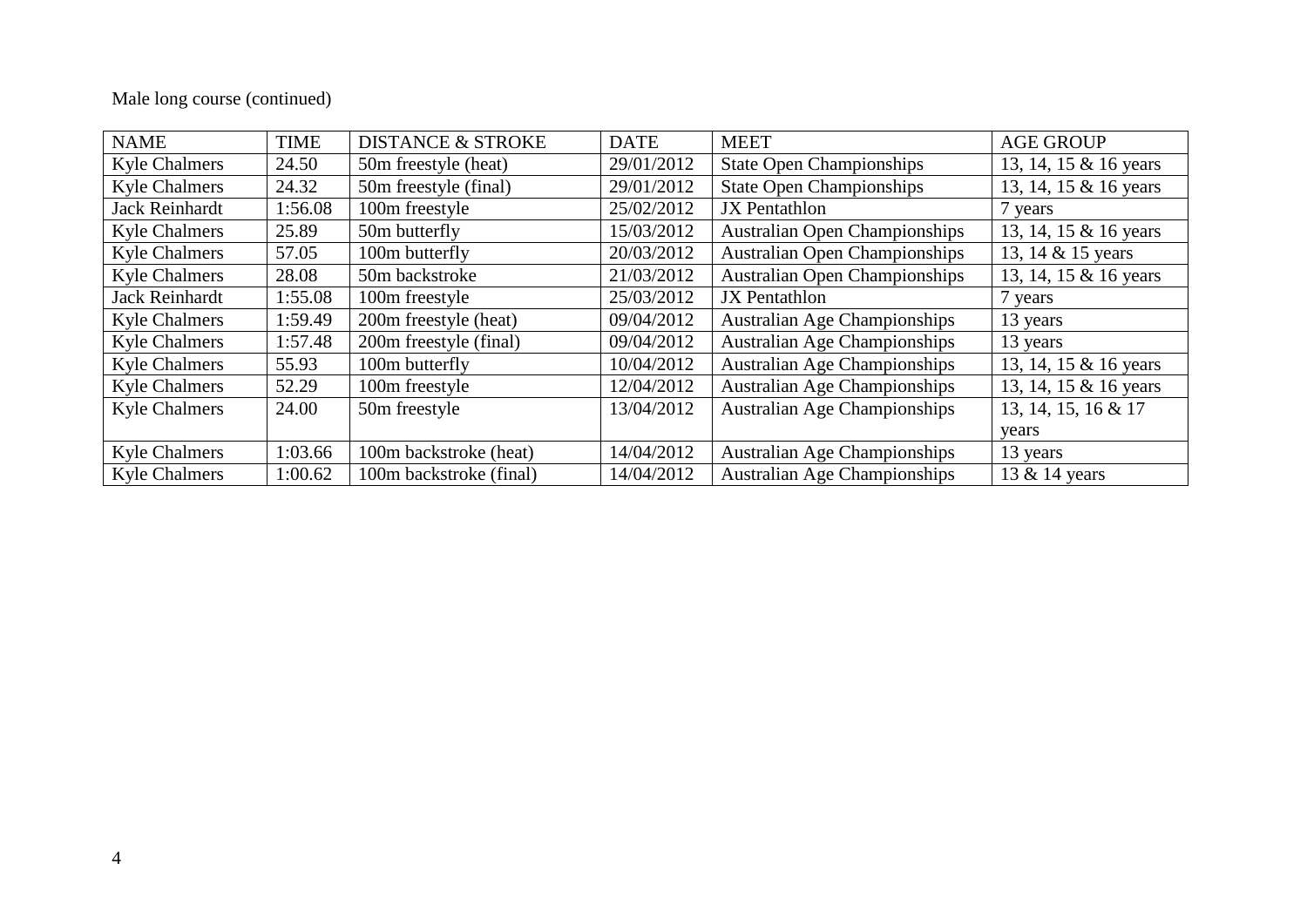Male long course (continued)

| NAME | TIME | DISTANCE & STROKE | DATE | MEET | AGE GROUP |
| --- | --- | --- | --- | --- | --- |
| Kyle Chalmers | 24.50 | 50m freestyle (heat) | 29/01/2012 | State Open Championships | 13, 14, 15 & 16 years |
| Kyle Chalmers | 24.32 | 50m freestyle (final) | 29/01/2012 | State Open Championships | 13, 14, 15 & 16 years |
| Jack Reinhardt | 1:56.08 | 100m freestyle | 25/02/2012 | JX Pentathlon | 7 years |
| Kyle Chalmers | 25.89 | 50m butterfly | 15/03/2012 | Australian Open Championships | 13, 14, 15 & 16 years |
| Kyle Chalmers | 57.05 | 100m butterfly | 20/03/2012 | Australian Open Championships | 13, 14 & 15 years |
| Kyle Chalmers | 28.08 | 50m backstroke | 21/03/2012 | Australian Open Championships | 13, 14, 15 & 16 years |
| Jack Reinhardt | 1:55.08 | 100m freestyle | 25/03/2012 | JX Pentathlon | 7 years |
| Kyle Chalmers | 1:59.49 | 200m freestyle (heat) | 09/04/2012 | Australian Age Championships | 13 years |
| Kyle Chalmers | 1:57.48 | 200m freestyle (final) | 09/04/2012 | Australian Age Championships | 13 years |
| Kyle Chalmers | 55.93 | 100m butterfly | 10/04/2012 | Australian Age Championships | 13, 14, 15 & 16 years |
| Kyle Chalmers | 52.29 | 100m freestyle | 12/04/2012 | Australian Age Championships | 13, 14, 15 & 16 years |
| Kyle Chalmers | 24.00 | 50m freestyle | 13/04/2012 | Australian Age Championships | 13, 14, 15, 16 & 17 years |
| Kyle Chalmers | 1:03.66 | 100m backstroke (heat) | 14/04/2012 | Australian Age Championships | 13 years |
| Kyle Chalmers | 1:00.62 | 100m backstroke (final) | 14/04/2012 | Australian Age Championships | 13 & 14 years |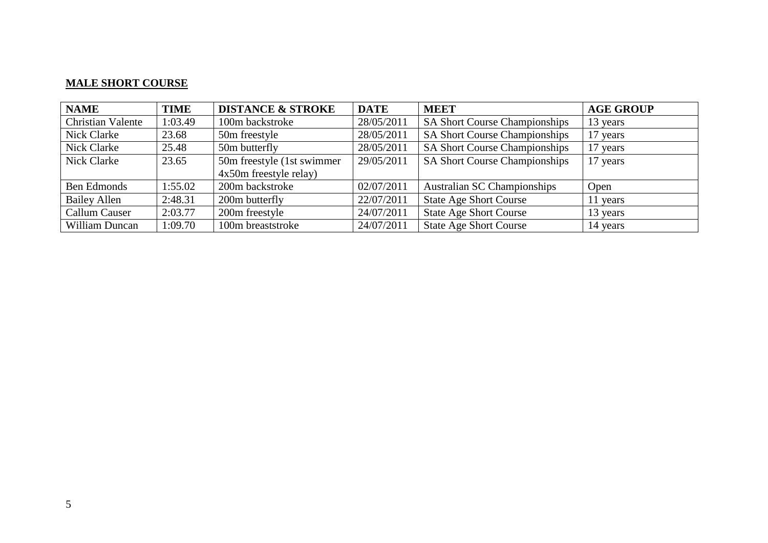**MALE SHORT COURSE**

| NAME | TIME | DISTANCE & STROKE | DATE | MEET | AGE GROUP |
|---|---|---|---|---|---|
| Christian Valente | 1:03.49 | 100m backstroke | 28/05/2011 | SA Short Course Championships | 13 years |
| Nick Clarke | 23.68 | 50m freestyle | 28/05/2011 | SA Short Course Championships | 17 years |
| Nick Clarke | 25.48 | 50m butterfly | 28/05/2011 | SA Short Course Championships | 17 years |
| Nick Clarke | 23.65 | 50m freestyle (1st swimmer 4x50m freestyle relay) | 29/05/2011 | SA Short Course Championships | 17 years |
| Ben Edmonds | 1:55.02 | 200m backstroke | 02/07/2011 | Australian SC Championships | Open |
| Bailey Allen | 2:48.31 | 200m butterfly | 22/07/2011 | State Age Short Course | 11 years |
| Callum Causer | 2:03.77 | 200m freestyle | 24/07/2011 | State Age Short Course | 13 years |
| William Duncan | 1:09.70 | 100m breaststroke | 24/07/2011 | State Age Short Course | 14 years |